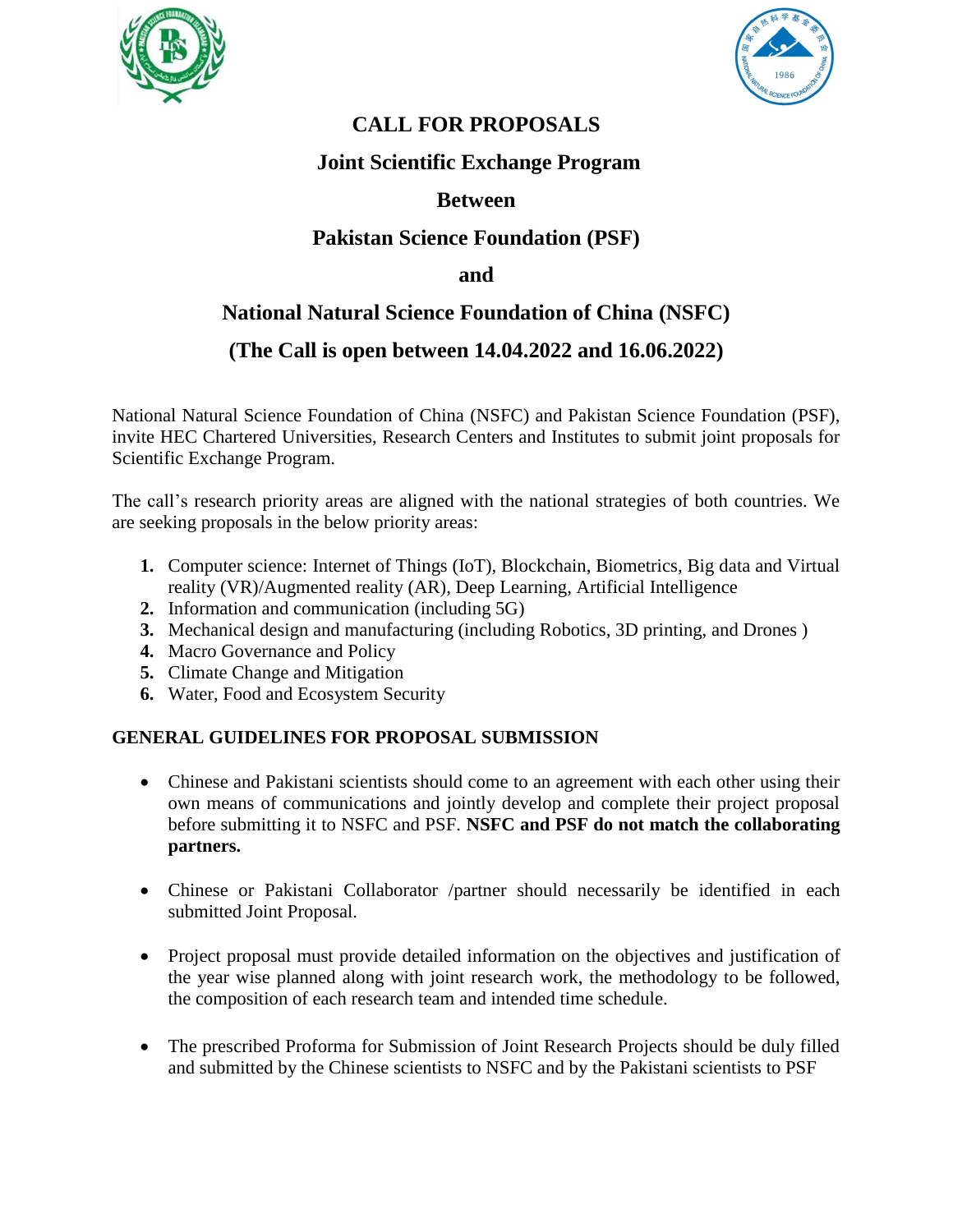# CALL FOR PROPOSALS

## Joint Scientific Exchange Program

## Between

## Pakistan Science Foundation (PSF)

## and

## National Natural Science Foundation of China (NSFC)

## (The Call is open between 14.04.2022 and 16.06.2022)

National Natural Science Foundation of China (NSFC) and Pakistan Science Foundation (PSF), invite HEC Chartered Universities, Research Centers and Institutes to submit joint proposals for Scientific Exchange Program.

The call's research priority areas are aligned with the national strategies of both countries. We are seeking proposals in the below priority areas:

1. Computer science: Internet of Things (IoT), Blockchain, Biometrics, Big data and Virtual reality (VR)/Augmented reality (AR), Deep Learning, Artificial Intelligence
2. Information and communication (including 5G)
3. Mechanical design and manufacturing (including Robotics, 3D printing, and Drones )
4. Macro Governance and Policy
5. Climate Change and Mitigation
6. Water, Food and Ecosystem Security

**GENERAL GUIDELINES FOR PROPOSAL SUBMISSION**

- Chinese and Pakistani scientists should come to an agreement with each other using their own means of communications and jointly develop and complete their project proposal before submitting it to NSFC and PSF. **NSFC and PSF do not match the collaborating partners.**

- Chinese or Pakistani Collaborator /partner should necessarily be identified in each submitted Joint Proposal.

- Project proposal must provide detailed information on the objectives and justification of the year wise planned along with joint research work, the methodology to be followed, the composition of each research team and intended time schedule.

- The prescribed Proforma for Submission of Joint Research Projects should be duly filled and submitted by the Chinese scientists to NSFC and by the Pakistani scientists to PSF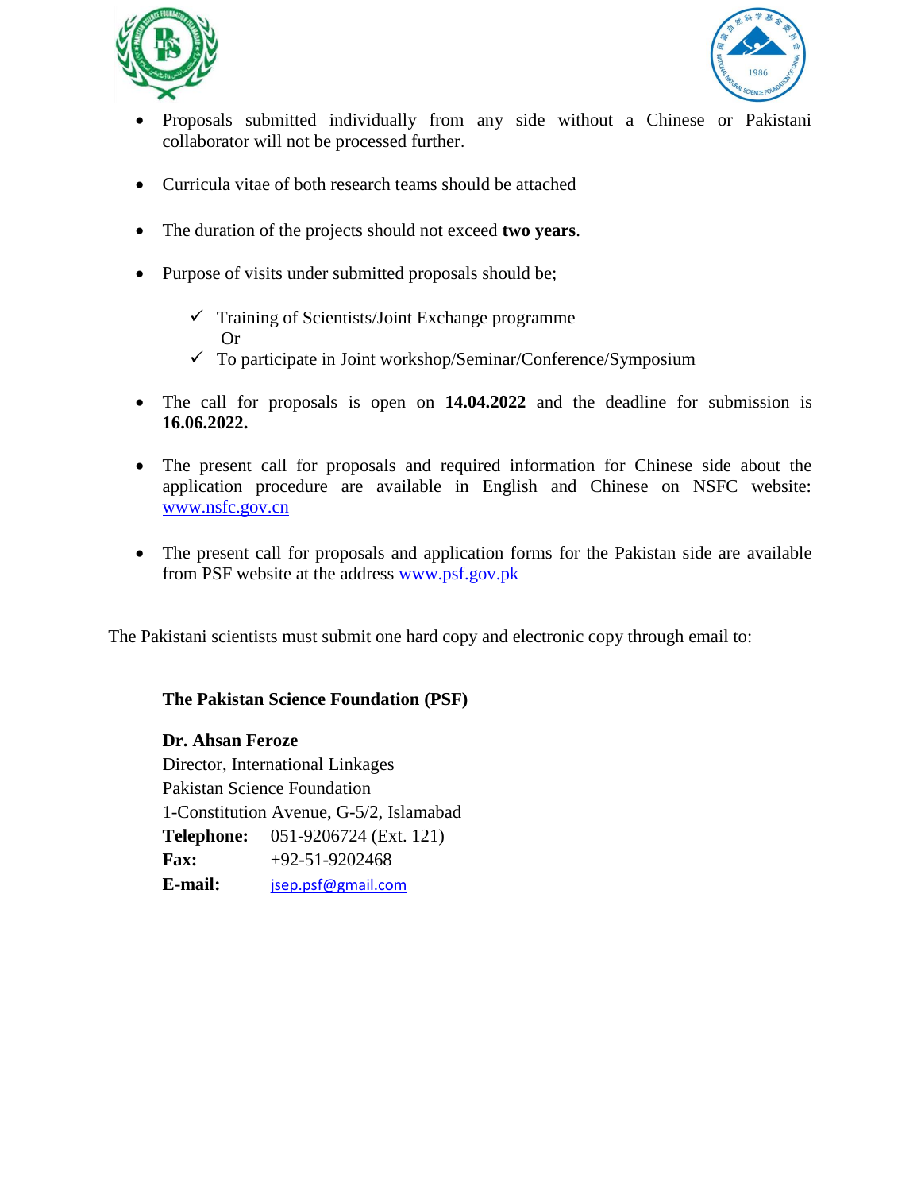- Proposals submitted individually from any side without a Chinese or Pakistani collaborator will not be processed further.

- Curricula vitae of both research teams should be attached

- The duration of the projects should not exceed **two years**.

- Purpose of visits under submitted proposals should be;

  - ✓ Training of Scientists/Joint Exchange programme
    Or
  - ✓ To participate in Joint workshop/Seminar/Conference/Symposium

- The call for proposals is open on **14.04.2022** and the deadline for submission is **16.06.2022.**

- The present call for proposals and required information for Chinese side about the application procedure are available in English and Chinese on NSFC website: www.nsfc.gov.cn

- The present call for proposals and application forms for the Pakistan side are available from PSF website at the address www.psf.gov.pk

The Pakistani scientists must submit one hard copy and electronic copy through email to:

**The Pakistan Science Foundation (PSF)**

**Dr. Ahsan Feroze**
Director, International Linkages
Pakistan Science Foundation
1-Constitution Avenue, G-5/2, Islamabad
**Telephone:** 051-9206724 (Ext. 121)
**Fax:** +92-51-9202468
**E-mail:** jsep.psf@gmail.com